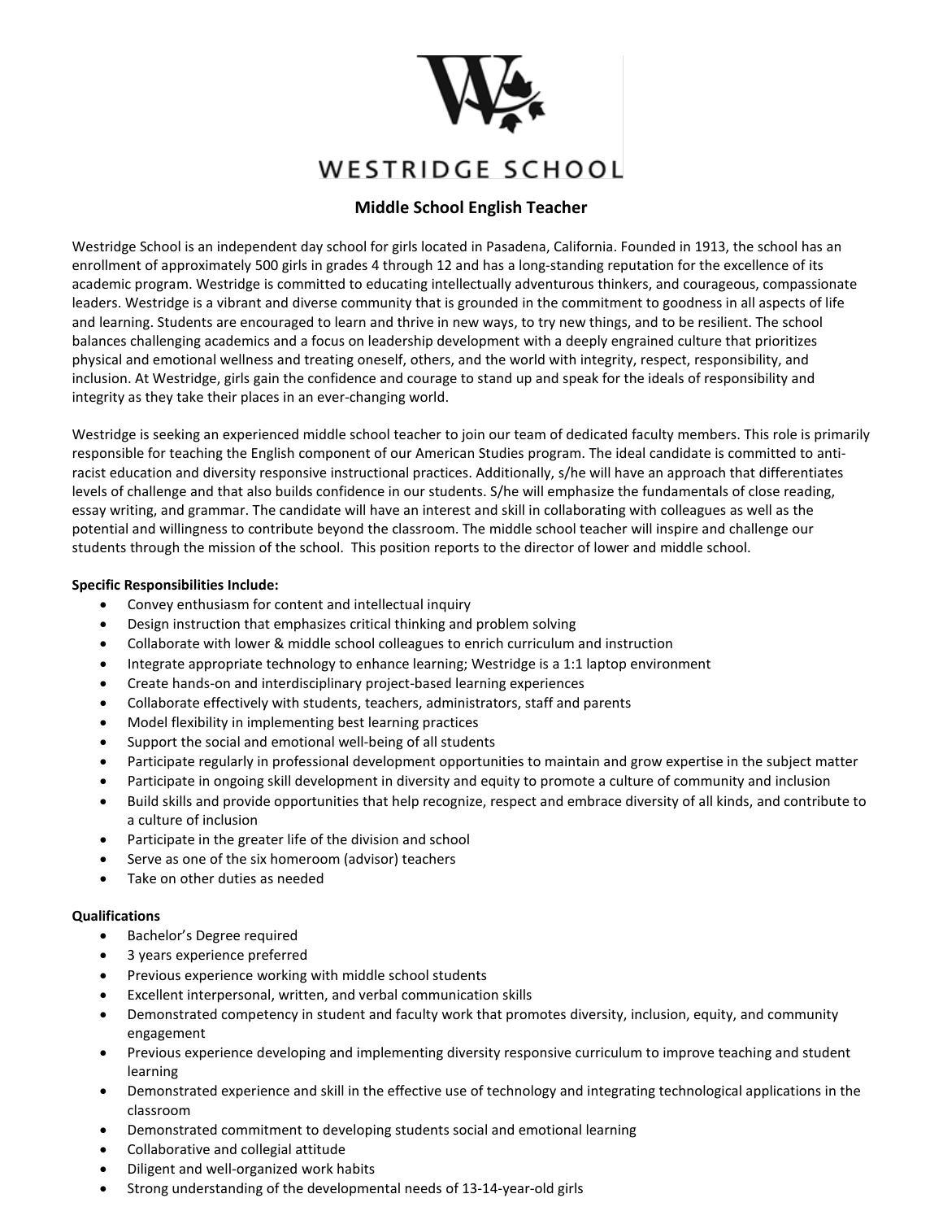WESTRIDGE SCHOOL

# Middle School English Teacher

Westridge School is an independent day school for girls located in Pasadena, California. Founded in 1913, the school has an enrollment of approximately 500 girls in grades 4 through 12 and has a long-standing reputation for the excellence of its academic program. Westridge is committed to educating intellectually adventurous thinkers, and courageous, compassionate leaders. Westridge is a vibrant and diverse community that is grounded in the commitment to goodness in all aspects of life and learning. Students are encouraged to learn and thrive in new ways, to try new things, and to be resilient. The school balances challenging academics and a focus on leadership development with a deeply engrained culture that prioritizes physical and emotional wellness and treating oneself, others, and the world with integrity, respect, responsibility, and inclusion. At Westridge, girls gain the confidence and courage to stand up and speak for the ideals of responsibility and integrity as they take their places in an ever-changing world.

Westridge is seeking an experienced middle school teacher to join our team of dedicated faculty members. This role is primarily responsible for teaching the English component of our American Studies program. The ideal candidate is committed to anti-racist education and diversity responsive instructional practices. Additionally, s/he will have an approach that differentiates levels of challenge and that also builds confidence in our students. S/he will emphasize the fundamentals of close reading, essay writing, and grammar. The candidate will have an interest and skill in collaborating with colleagues as well as the potential and willingness to contribute beyond the classroom. The middle school teacher will inspire and challenge our students through the mission of the school. This position reports to the director of lower and middle school.

**Specific Responsibilities Include:**

- Convey enthusiasm for content and intellectual inquiry
- Design instruction that emphasizes critical thinking and problem solving
- Collaborate with lower & middle school colleagues to enrich curriculum and instruction
- Integrate appropriate technology to enhance learning; Westridge is a 1:1 laptop environment
- Create hands-on and interdisciplinary project-based learning experiences
- Collaborate effectively with students, teachers, administrators, staff and parents
- Model flexibility in implementing best learning practices
- Support the social and emotional well-being of all students
- Participate regularly in professional development opportunities to maintain and grow expertise in the subject matter
- Participate in ongoing skill development in diversity and equity to promote a culture of community and inclusion
- Build skills and provide opportunities that help recognize, respect and embrace diversity of all kinds, and contribute to a culture of inclusion
- Participate in the greater life of the division and school
- Serve as one of the six homeroom (advisor) teachers
- Take on other duties as needed

**Qualifications**

- Bachelor's Degree required
- 3 years experience preferred
- Previous experience working with middle school students
- Excellent interpersonal, written, and verbal communication skills
- Demonstrated competency in student and faculty work that promotes diversity, inclusion, equity, and community engagement
- Previous experience developing and implementing diversity responsive curriculum to improve teaching and student learning
- Demonstrated experience and skill in the effective use of technology and integrating technological applications in the classroom
- Demonstrated commitment to developing students social and emotional learning
- Collaborative and collegial attitude
- Diligent and well-organized work habits
- Strong understanding of the developmental needs of 13-14-year-old girls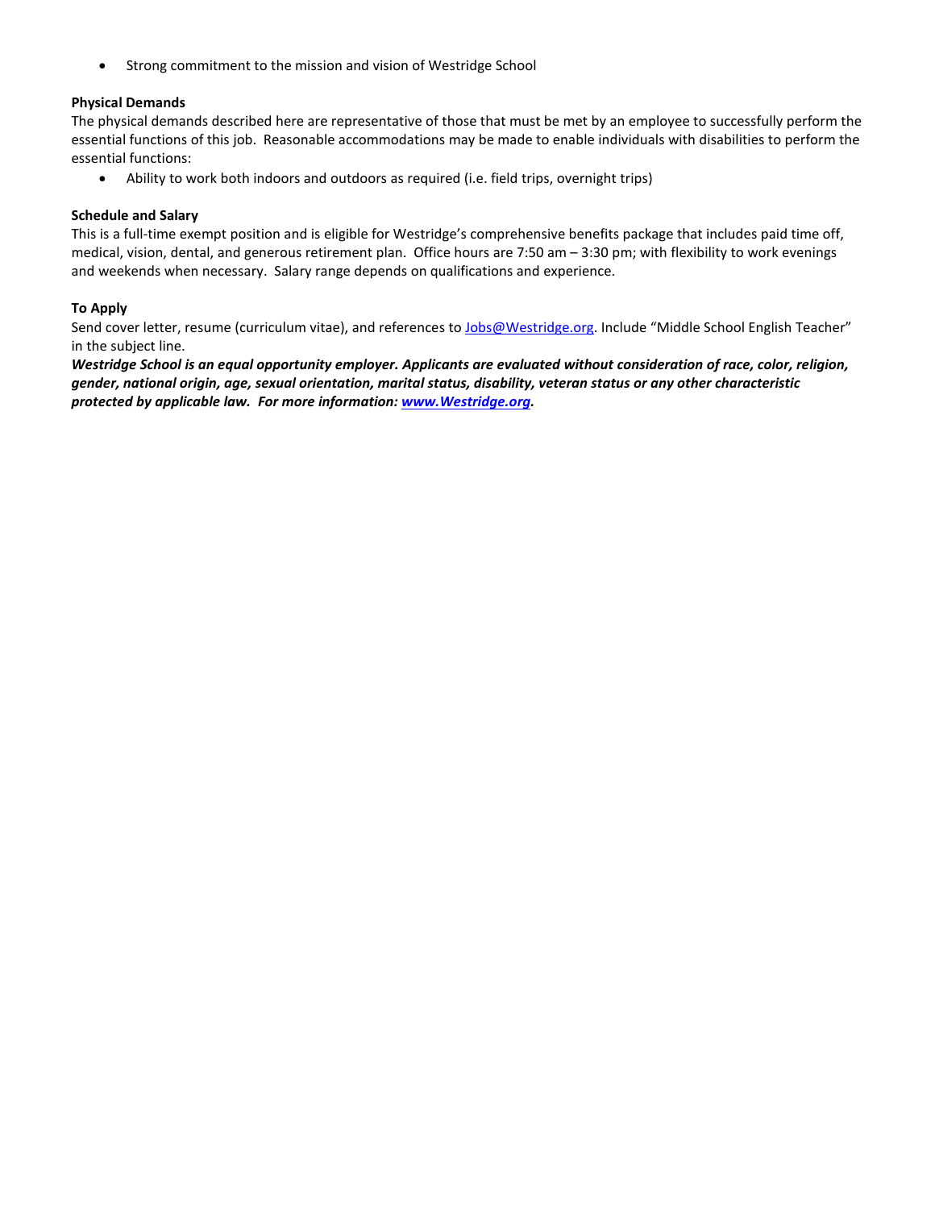- Strong commitment to the mission and vision of Westridge School

**Physical Demands**

The physical demands described here are representative of those that must be met by an employee to successfully perform the essential functions of this job. Reasonable accommodations may be made to enable individuals with disabilities to perform the essential functions:

- Ability to work both indoors and outdoors as required (i.e. field trips, overnight trips)

**Schedule and Salary**

This is a full-time exempt position and is eligible for Westridge's comprehensive benefits package that includes paid time off, medical, vision, dental, and generous retirement plan. Office hours are 7:50 am – 3:30 pm; with flexibility to work evenings and weekends when necessary. Salary range depends on qualifications and experience.

**To Apply**

Send cover letter, resume (curriculum vitae), and references to Jobs@Westridge.org. Include "Middle School English Teacher" in the subject line.

***Westridge School is an equal opportunity employer. Applicants are evaluated without consideration of race, color, religion, gender, national origin, age, sexual orientation, marital status, disability, veteran status or any other characteristic protected by applicable law. For more information: www.Westridge.org.***